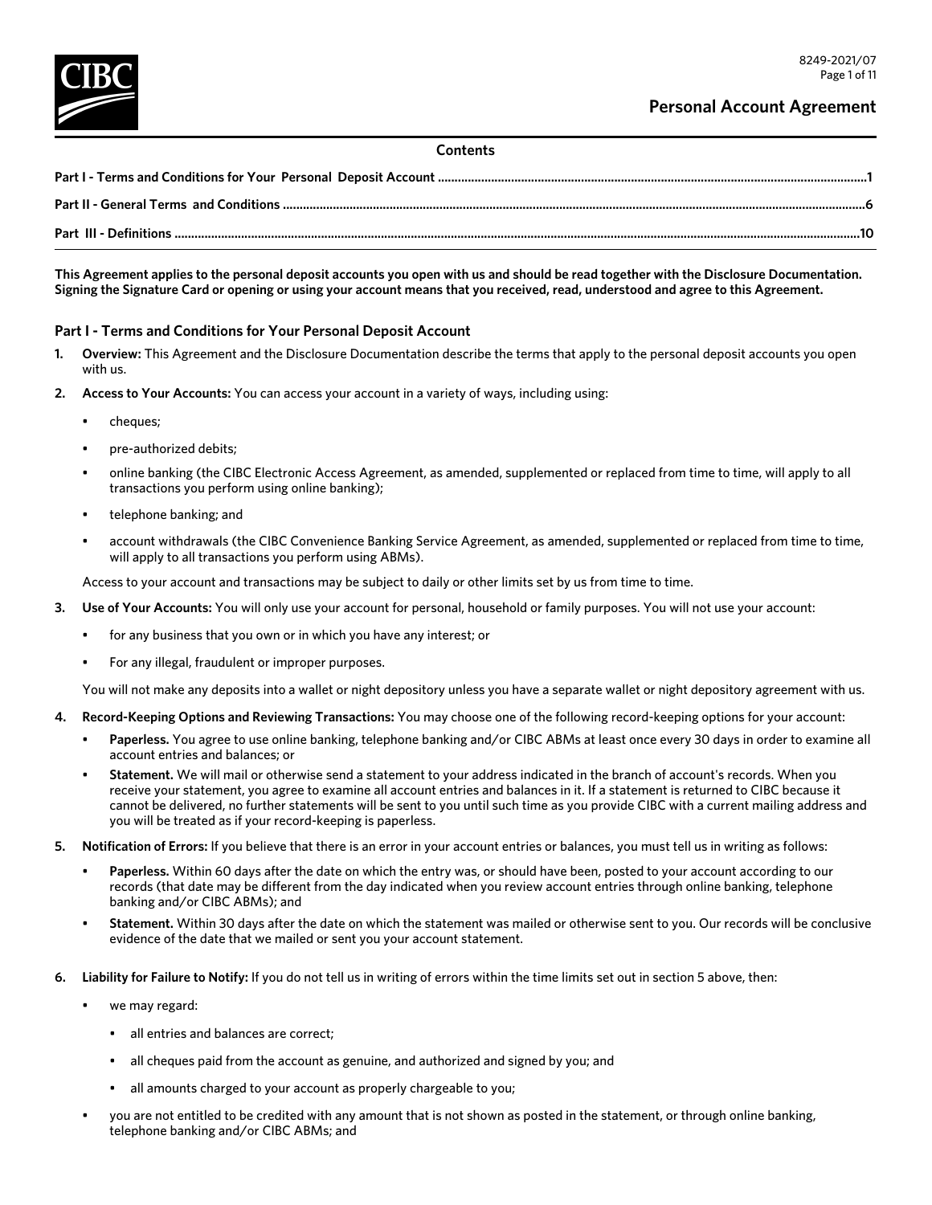# Personal Account Agreement

**Contents**

**Part I - Terms and Conditions for Your Personal Deposit Account** .......... 1

**Part II - General Terms and Conditions** .......... 6

**Part III - Definitions** .......... 10

**This Agreement applies to the personal deposit accounts you open with us and should be read together with the Disclosure Documentation. Signing the Signature Card or opening or using your account means that you received, read, understood and agree to this Agreement.**

## Part I - Terms and Conditions for Your Personal Deposit Account

1. **Overview:** This Agreement and the Disclosure Documentation describe the terms that apply to the personal deposit accounts you open with us.

2. **Access to Your Accounts:** You can access your account in a variety of ways, including using:
   - cheques;
   - pre-authorized debits;
   - online banking (the CIBC Electronic Access Agreement, as amended, supplemented or replaced from time to time, will apply to all transactions you perform using online banking);
   - telephone banking; and
   - account withdrawals (the CIBC Convenience Banking Service Agreement, as amended, supplemented or replaced from time to time, will apply to all transactions you perform using ABMs).

   Access to your account and transactions may be subject to daily or other limits set by us from time to time.

3. **Use of Your Accounts:** You will only use your account for personal, household or family purposes. You will not use your account:
   - for any business that you own or in which you have any interest; or
   - For any illegal, fraudulent or improper purposes.

   You will not make any deposits into a wallet or night depository unless you have a separate wallet or night depository agreement with us.

4. **Record-Keeping Options and Reviewing Transactions:** You may choose one of the following record-keeping options for your account:
   - **Paperless.** You agree to use online banking, telephone banking and/or CIBC ABMs at least once every 30 days in order to examine all account entries and balances; or
   - **Statement.** We will mail or otherwise send a statement to your address indicated in the branch of account's records. When you receive your statement, you agree to examine all account entries and balances in it. If a statement is returned to CIBC because it cannot be delivered, no further statements will be sent to you until such time as you provide CIBC with a current mailing address and you will be treated as if your record-keeping is paperless.

5. **Notification of Errors:** If you believe that there is an error in your account entries or balances, you must tell us in writing as follows:
   - **Paperless.** Within 60 days after the date on which the entry was, or should have been, posted to your account according to our records (that date may be different from the day indicated when you review account entries through online banking, telephone banking and/or CIBC ABMs); and
   - **Statement.** Within 30 days after the date on which the statement was mailed or otherwise sent to you. Our records will be conclusive evidence of the date that we mailed or sent you your account statement.

6. **Liability for Failure to Notify:** If you do not tell us in writing of errors within the time limits set out in section 5 above, then:
   - we may regard:
     - all entries and balances are correct;
     - all cheques paid from the account as genuine, and authorized and signed by you; and
     - all amounts charged to your account as properly chargeable to you;
   - you are not entitled to be credited with any amount that is not shown as posted in the statement, or through online banking, telephone banking and/or CIBC ABMs; and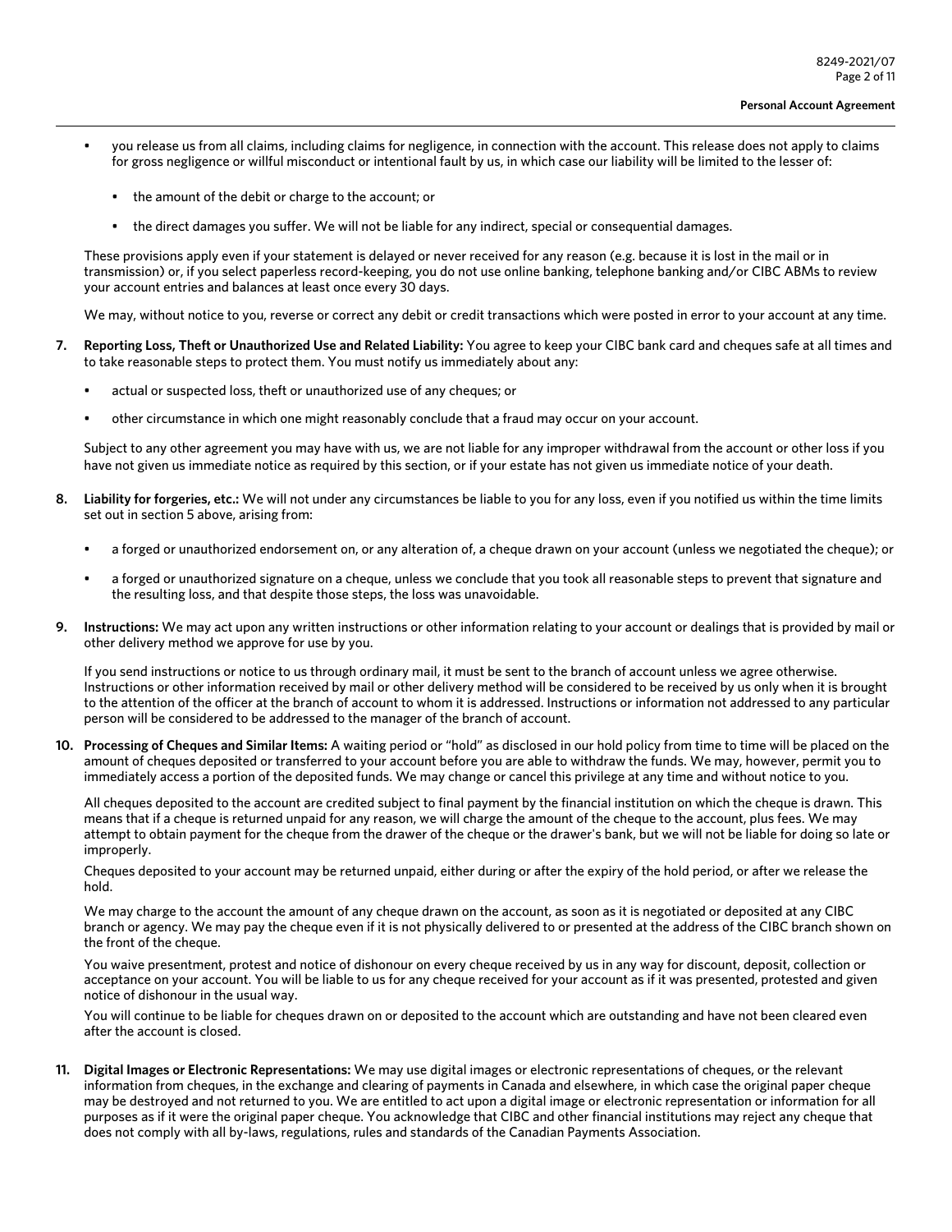- you release us from all claims, including claims for negligence, in connection with the account. This release does not apply to claims for gross negligence or willful misconduct or intentional fault by us, in which case our liability will be limited to the lesser of:
  - the amount of the debit or charge to the account; or
  - the direct damages you suffer. We will not be liable for any indirect, special or consequential damages.

These provisions apply even if your statement is delayed or never received for any reason (e.g. because it is lost in the mail or in transmission) or, if you select paperless record-keeping, you do not use online banking, telephone banking and/or CIBC ABMs to review your account entries and balances at least once every 30 days.

We may, without notice to you, reverse or correct any debit or credit transactions which were posted in error to your account at any time.

7. **Reporting Loss, Theft or Unauthorized Use and Related Liability:** You agree to keep your CIBC bank card and cheques safe at all times and to take reasonable steps to protect them. You must notify us immediately about any:

   - actual or suspected loss, theft or unauthorized use of any cheques; or
   - other circumstance in which one might reasonably conclude that a fraud may occur on your account.

   Subject to any other agreement you may have with us, we are not liable for any improper withdrawal from the account or other loss if you have not given us immediate notice as required by this section, or if your estate has not given us immediate notice of your death.

8. **Liability for forgeries, etc.:** We will not under any circumstances be liable to you for any loss, even if you notified us within the time limits set out in section 5 above, arising from:

   - a forged or unauthorized endorsement on, or any alteration of, a cheque drawn on your account (unless we negotiated the cheque); or
   - a forged or unauthorized signature on a cheque, unless we conclude that you took all reasonable steps to prevent that signature and the resulting loss, and that despite those steps, the loss was unavoidable.

9. **Instructions:** We may act upon any written instructions or other information relating to your account or dealings that is provided by mail or other delivery method we approve for use by you.

   If you send instructions or notice to us through ordinary mail, it must be sent to the branch of account unless we agree otherwise. Instructions or other information received by mail or other delivery method will be considered to be received by us only when it is brought to the attention of the officer at the branch of account to whom it is addressed. Instructions or information not addressed to any particular person will be considered to be addressed to the manager of the branch of account.

10. **Processing of Cheques and Similar Items:** A waiting period or "hold" as disclosed in our hold policy from time to time will be placed on the amount of cheques deposited or transferred to your account before you are able to withdraw the funds. We may, however, permit you to immediately access a portion of the deposited funds. We may change or cancel this privilege at any time and without notice to you.

    All cheques deposited to the account are credited subject to final payment by the financial institution on which the cheque is drawn. This means that if a cheque is returned unpaid for any reason, we will charge the amount of the cheque to the account, plus fees. We may attempt to obtain payment for the cheque from the drawer of the cheque or the drawer's bank, but we will not be liable for doing so late or improperly.

    Cheques deposited to your account may be returned unpaid, either during or after the expiry of the hold period, or after we release the hold.

    We may charge to the account the amount of any cheque drawn on the account, as soon as it is negotiated or deposited at any CIBC branch or agency. We may pay the cheque even if it is not physically delivered to or presented at the address of the CIBC branch shown on the front of the cheque.

    You waive presentment, protest and notice of dishonour on every cheque received by us in any way for discount, deposit, collection or acceptance on your account. You will be liable to us for any cheque received for your account as if it was presented, protested and given notice of dishonour in the usual way.

    You will continue to be liable for cheques drawn on or deposited to the account which are outstanding and have not been cleared even after the account is closed.

11. **Digital Images or Electronic Representations:** We may use digital images or electronic representations of cheques, or the relevant information from cheques, in the exchange and clearing of payments in Canada and elsewhere, in which case the original paper cheque may be destroyed and not returned to you. We are entitled to act upon a digital image or electronic representation or information for all purposes as if it were the original paper cheque. You acknowledge that CIBC and other financial institutions may reject any cheque that does not comply with all by-laws, regulations, rules and standards of the Canadian Payments Association.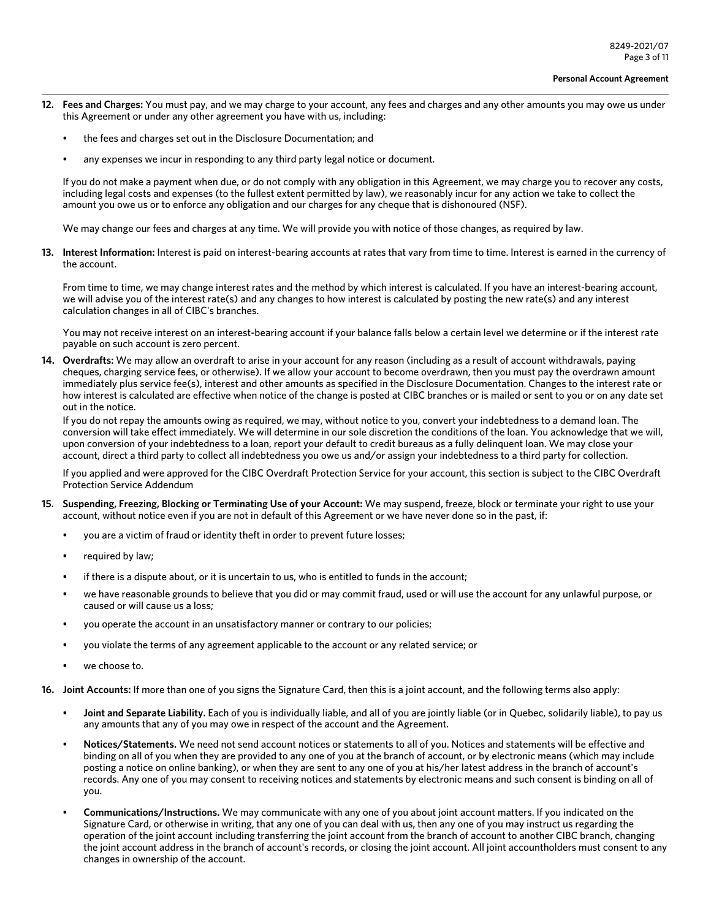12. **Fees and Charges:** You must pay, and we may charge to your account, any fees and charges and any other amounts you may owe us under this Agreement or under any other agreement you have with us, including:

    - the fees and charges set out in the Disclosure Documentation; and
    - any expenses we incur in responding to any third party legal notice or document.

    If you do not make a payment when due, or do not comply with any obligation in this Agreement, we may charge you to recover any costs, including legal costs and expenses (to the fullest extent permitted by law), we reasonably incur for any action we take to collect the amount you owe us or to enforce any obligation and our charges for any cheque that is dishonoured (NSF).

    We may change our fees and charges at any time. We will provide you with notice of those changes, as required by law.

13. **Interest Information:** Interest is paid on interest-bearing accounts at rates that vary from time to time. Interest is earned in the currency of the account.

    From time to time, we may change interest rates and the method by which interest is calculated. If you have an interest-bearing account, we will advise you of the interest rate(s) and any changes to how interest is calculated by posting the new rate(s) and any interest calculation changes in all of CIBC's branches.

    You may not receive interest on an interest-bearing account if your balance falls below a certain level we determine or if the interest rate payable on such account is zero percent.

14. **Overdrafts:** We may allow an overdraft to arise in your account for any reason (including as a result of account withdrawals, paying cheques, charging service fees, or otherwise). If we allow your account to become overdrawn, then you must pay the overdrawn amount immediately plus service fee(s), interest and other amounts as specified in the Disclosure Documentation. Changes to the interest rate or how interest is calculated are effective when notice of the change is posted at CIBC branches or is mailed or sent to you or on any date set out in the notice.

    If you do not repay the amounts owing as required, we may, without notice to you, convert your indebtedness to a demand loan. The conversion will take effect immediately. We will determine in our sole discretion the conditions of the loan. You acknowledge that we will, upon conversion of your indebtedness to a loan, report your default to credit bureaus as a fully delinquent loan. We may close your account, direct a third party to collect all indebtedness you owe us and/or assign your indebtedness to a third party for collection.

    If you applied and were approved for the CIBC Overdraft Protection Service for your account, this section is subject to the CIBC Overdraft Protection Service Addendum

15. **Suspending, Freezing, Blocking or Terminating Use of your Account:** We may suspend, freeze, block or terminate your right to use your account, without notice even if you are not in default of this Agreement or we have never done so in the past, if:

    - you are a victim of fraud or identity theft in order to prevent future losses;
    - required by law;
    - if there is a dispute about, or it is uncertain to us, who is entitled to funds in the account;
    - we have reasonable grounds to believe that you did or may commit fraud, used or will use the account for any unlawful purpose, or caused or will cause us a loss;
    - you operate the account in an unsatisfactory manner or contrary to our policies;
    - you violate the terms of any agreement applicable to the account or any related service; or
    - we choose to.

16. **Joint Accounts:** If more than one of you signs the Signature Card, then this is a joint account, and the following terms also apply:

    - **Joint and Separate Liability.** Each of you is individually liable, and all of you are jointly liable (or in Quebec, solidarily liable), to pay us any amounts that any of you may owe in respect of the account and the Agreement.
    - **Notices/Statements.** We need not send account notices or statements to all of you. Notices and statements will be effective and binding on all of you when they are provided to any one of you at the branch of account, or by electronic means (which may include posting a notice on online banking), or when they are sent to any one of you at his/her latest address in the branch of account's records. Any one of you may consent to receiving notices and statements by electronic means and such consent is binding on all of you.
    - **Communications/Instructions.** We may communicate with any one of you about joint account matters. If you indicated on the Signature Card, or otherwise in writing, that any one of you can deal with us, then any one of you may instruct us regarding the operation of the joint account including transferring the joint account from the branch of account to another CIBC branch, changing the joint account address in the branch of account's records, or closing the joint account. All joint accountholders must consent to any changes in ownership of the account.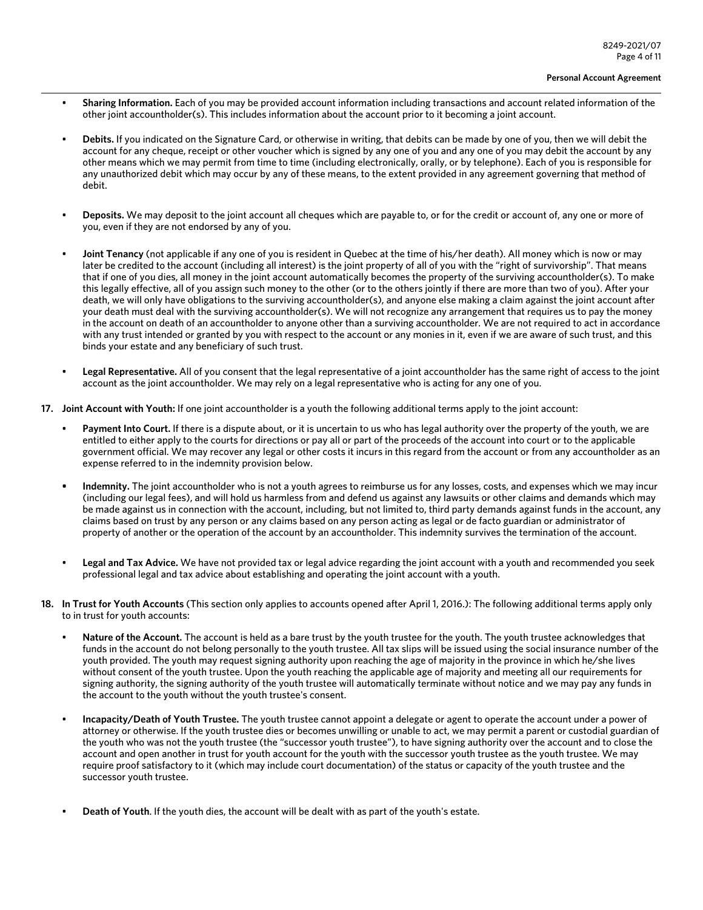- **Sharing Information.** Each of you may be provided account information including transactions and account related information of the other joint accountholder(s). This includes information about the account prior to it becoming a joint account.

- **Debits.** If you indicated on the Signature Card, or otherwise in writing, that debits can be made by one of you, then we will debit the account for any cheque, receipt or other voucher which is signed by any one of you and any one of you may debit the account by any other means which we may permit from time to time (including electronically, orally, or by telephone). Each of you is responsible for any unauthorized debit which may occur by any of these means, to the extent provided in any agreement governing that method of debit.

- **Deposits.** We may deposit to the joint account all cheques which are payable to, or for the credit or account of, any one or more of you, even if they are not endorsed by any of you.

- **Joint Tenancy** (not applicable if any one of you is resident in Quebec at the time of his/her death). All money which is now or may later be credited to the account (including all interest) is the joint property of all of you with the "right of survivorship". That means that if one of you dies, all money in the joint account automatically becomes the property of the surviving accountholder(s). To make this legally effective, all of you assign such money to the other (or to the others jointly if there are more than two of you). After your death, we will only have obligations to the surviving accountholder(s), and anyone else making a claim against the joint account after your death must deal with the surviving accountholder(s). We will not recognize any arrangement that requires us to pay the money in the account on death of an accountholder to anyone other than a surviving accountholder. We are not required to act in accordance with any trust intended or granted by you with respect to the account or any monies in it, even if we are aware of such trust, and this binds your estate and any beneficiary of such trust.

- **Legal Representative.** All of you consent that the legal representative of a joint accountholder has the same right of access to the joint account as the joint accountholder. We may rely on a legal representative who is acting for any one of you.

**17. Joint Account with Youth:** If one joint accountholder is a youth the following additional terms apply to the joint account:

- **Payment Into Court.** If there is a dispute about, or it is uncertain to us who has legal authority over the property of the youth, we are entitled to either apply to the courts for directions or pay all or part of the proceeds of the account into court or to the applicable government official. We may recover any legal or other costs it incurs in this regard from the account or from any accountholder as an expense referred to in the indemnity provision below.

- **Indemnity.** The joint accountholder who is not a youth agrees to reimburse us for any losses, costs, and expenses which we may incur (including our legal fees), and will hold us harmless from and defend us against any lawsuits or other claims and demands which may be made against us in connection with the account, including, but not limited to, third party demands against funds in the account, any claims based on trust by any person or any claims based on any person acting as legal or de facto guardian or administrator of property of another or the operation of the account by an accountholder. This indemnity survives the termination of the account.

- **Legal and Tax Advice.** We have not provided tax or legal advice regarding the joint account with a youth and recommended you seek professional legal and tax advice about establishing and operating the joint account with a youth.

**18. In Trust for Youth Accounts** (This section only applies to accounts opened after April 1, 2016.): The following additional terms apply only to in trust for youth accounts:

- **Nature of the Account.** The account is held as a bare trust by the youth trustee for the youth. The youth trustee acknowledges that funds in the account do not belong personally to the youth trustee. All tax slips will be issued using the social insurance number of the youth provided. The youth may request signing authority upon reaching the age of majority in the province in which he/she lives without consent of the youth trustee. Upon the youth reaching the applicable age of majority and meeting all our requirements for signing authority, the signing authority of the youth trustee will automatically terminate without notice and we may pay any funds in the account to the youth without the youth trustee's consent.

- **Incapacity/Death of Youth Trustee.** The youth trustee cannot appoint a delegate or agent to operate the account under a power of attorney or otherwise. If the youth trustee dies or becomes unwilling or unable to act, we may permit a parent or custodial guardian of the youth who was not the youth trustee (the "successor youth trustee"), to have signing authority over the account and to close the account and open another in trust for youth account for the youth with the successor youth trustee as the youth trustee. We may require proof satisfactory to it (which may include court documentation) of the status or capacity of the youth trustee and the successor youth trustee.

- **Death of Youth**. If the youth dies, the account will be dealt with as part of the youth's estate.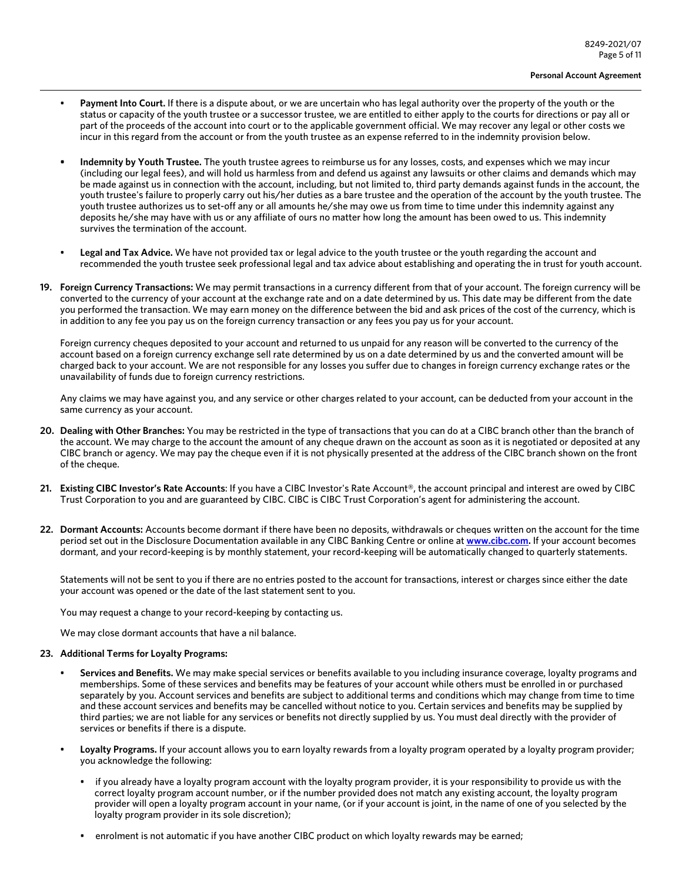- **Payment Into Court.** If there is a dispute about, or we are uncertain who has legal authority over the property of the youth or the status or capacity of the youth trustee or a successor trustee, we are entitled to either apply to the courts for directions or pay all or part of the proceeds of the account into court or to the applicable government official. We may recover any legal or other costs we incur in this regard from the account or from the youth trustee as an expense referred to in the indemnity provision below.

- **Indemnity by Youth Trustee.** The youth trustee agrees to reimburse us for any losses, costs, and expenses which we may incur (including our legal fees), and will hold us harmless from and defend us against any lawsuits or other claims and demands which may be made against us in connection with the account, including, but not limited to, third party demands against funds in the account, the youth trustee's failure to properly carry out his/her duties as a bare trustee and the operation of the account by the youth trustee. The youth trustee authorizes us to set-off any or all amounts he/she may owe us from time to time under this indemnity against any deposits he/she may have with us or any affiliate of ours no matter how long the amount has been owed to us. This indemnity survives the termination of the account.

- **Legal and Tax Advice.** We have not provided tax or legal advice to the youth trustee or the youth regarding the account and recommended the youth trustee seek professional legal and tax advice about establishing and operating the in trust for youth account.

**19. Foreign Currency Transactions:** We may permit transactions in a currency different from that of your account. The foreign currency will be converted to the currency of your account at the exchange rate and on a date determined by us. This date may be different from the date you performed the transaction. We may earn money on the difference between the bid and ask prices of the cost of the currency, which is in addition to any fee you pay us on the foreign currency transaction or any fees you pay us for your account.

Foreign currency cheques deposited to your account and returned to us unpaid for any reason will be converted to the currency of the account based on a foreign currency exchange sell rate determined by us on a date determined by us and the converted amount will be charged back to your account. We are not responsible for any losses you suffer due to changes in foreign currency exchange rates or the unavailability of funds due to foreign currency restrictions.

Any claims we may have against you, and any service or other charges related to your account, can be deducted from your account in the same currency as your account.

**20. Dealing with Other Branches:** You may be restricted in the type of transactions that you can do at a CIBC branch other than the branch of the account. We may charge to the account the amount of any cheque drawn on the account as soon as it is negotiated or deposited at any CIBC branch or agency. We may pay the cheque even if it is not physically presented at the address of the CIBC branch shown on the front of the cheque.

**21. Existing CIBC Investor's Rate Accounts**: If you have a CIBC Investor's Rate Account®, the account principal and interest are owed by CIBC Trust Corporation to you and are guaranteed by CIBC. CIBC is CIBC Trust Corporation's agent for administering the account.

**22. Dormant Accounts:** Accounts become dormant if there have been no deposits, withdrawals or cheques written on the account for the time period set out in the Disclosure Documentation available in any CIBC Banking Centre or online at **www.cibc.com.** If your account becomes dormant, and your record-keeping is by monthly statement, your record-keeping will be automatically changed to quarterly statements.

Statements will not be sent to you if there are no entries posted to the account for transactions, interest or charges since either the date your account was opened or the date of the last statement sent to you.

You may request a change to your record-keeping by contacting us.

We may close dormant accounts that have a nil balance.

**23. Additional Terms for Loyalty Programs:**

- **Services and Benefits.** We may make special services or benefits available to you including insurance coverage, loyalty programs and memberships. Some of these services and benefits may be features of your account while others must be enrolled in or purchased separately by you. Account services and benefits are subject to additional terms and conditions which may change from time to time and these account services and benefits may be cancelled without notice to you. Certain services and benefits may be supplied by third parties; we are not liable for any services or benefits not directly supplied by us. You must deal directly with the provider of services or benefits if there is a dispute.

- **Loyalty Programs.** If your account allows you to earn loyalty rewards from a loyalty program operated by a loyalty program provider; you acknowledge the following:

  - if you already have a loyalty program account with the loyalty program provider, it is your responsibility to provide us with the correct loyalty program account number, or if the number provided does not match any existing account, the loyalty program provider will open a loyalty program account in your name, (or if your account is joint, in the name of one of you selected by the loyalty program provider in its sole discretion);

  - enrolment is not automatic if you have another CIBC product on which loyalty rewards may be earned;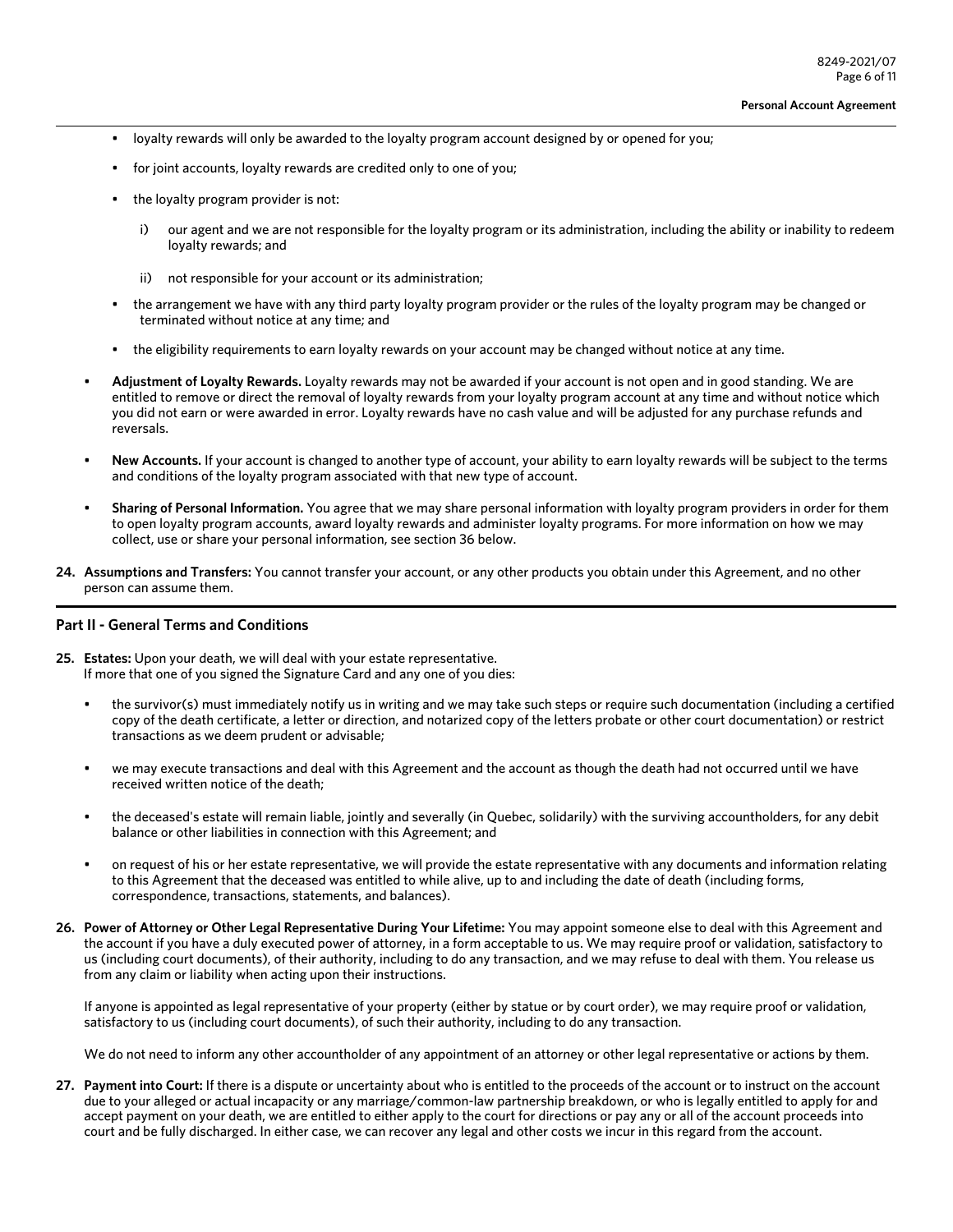- loyalty rewards will only be awarded to the loyalty program account designed by or opened for you;
  - for joint accounts, loyalty rewards are credited only to one of you;
  - the loyalty program provider is not:
    i) our agent and we are not responsible for the loyalty program or its administration, including the ability or inability to redeem loyalty rewards; and

    ii) not responsible for your account or its administration;
  - the arrangement we have with any third party loyalty program provider or the rules of the loyalty program may be changed or terminated without notice at any time; and
  - the eligibility requirements to earn loyalty rewards on your account may be changed without notice at any time.

- **Adjustment of Loyalty Rewards.** Loyalty rewards may not be awarded if your account is not open and in good standing. We are entitled to remove or direct the removal of loyalty rewards from your loyalty program account at any time and without notice which you did not earn or were awarded in error. Loyalty rewards have no cash value and will be adjusted for any purchase refunds and reversals.

- **New Accounts.** If your account is changed to another type of account, your ability to earn loyalty rewards will be subject to the terms and conditions of the loyalty program associated with that new type of account.

- **Sharing of Personal Information.** You agree that we may share personal information with loyalty program providers in order for them to open loyalty program accounts, award loyalty rewards and administer loyalty programs. For more information on how we may collect, use or share your personal information, see section 36 below.

**24. Assumptions and Transfers:** You cannot transfer your account, or any other products you obtain under this Agreement, and no other person can assume them.

## Part II - General Terms and Conditions

**25. Estates:** Upon your death, we will deal with your estate representative.
If more that one of you signed the Signature Card and any one of you dies:

- the survivor(s) must immediately notify us in writing and we may take such steps or require such documentation (including a certified copy of the death certificate, a letter or direction, and notarized copy of the letters probate or other court documentation) or restrict transactions as we deem prudent or advisable;
- we may execute transactions and deal with this Agreement and the account as though the death had not occurred until we have received written notice of the death;
- the deceased's estate will remain liable, jointly and severally (in Quebec, solidarily) with the surviving accountholders, for any debit balance or other liabilities in connection with this Agreement; and
- on request of his or her estate representative, we will provide the estate representative with any documents and information relating to this Agreement that the deceased was entitled to while alive, up to and including the date of death (including forms, correspondence, transactions, statements, and balances).

**26. Power of Attorney or Other Legal Representative During Your Lifetime:** You may appoint someone else to deal with this Agreement and the account if you have a duly executed power of attorney, in a form acceptable to us. We may require proof or validation, satisfactory to us (including court documents), of their authority, including to do any transaction, and we may refuse to deal with them. You release us from any claim or liability when acting upon their instructions.

If anyone is appointed as legal representative of your property (either by statue or by court order), we may require proof or validation, satisfactory to us (including court documents), of such their authority, including to do any transaction.

We do not need to inform any other accountholder of any appointment of an attorney or other legal representative or actions by them.

**27. Payment into Court:** If there is a dispute or uncertainty about who is entitled to the proceeds of the account or to instruct on the account due to your alleged or actual incapacity or any marriage/common-law partnership breakdown, or who is legally entitled to apply for and accept payment on your death, we are entitled to either apply to the court for directions or pay any or all of the account proceeds into court and be fully discharged. In either case, we can recover any legal and other costs we incur in this regard from the account.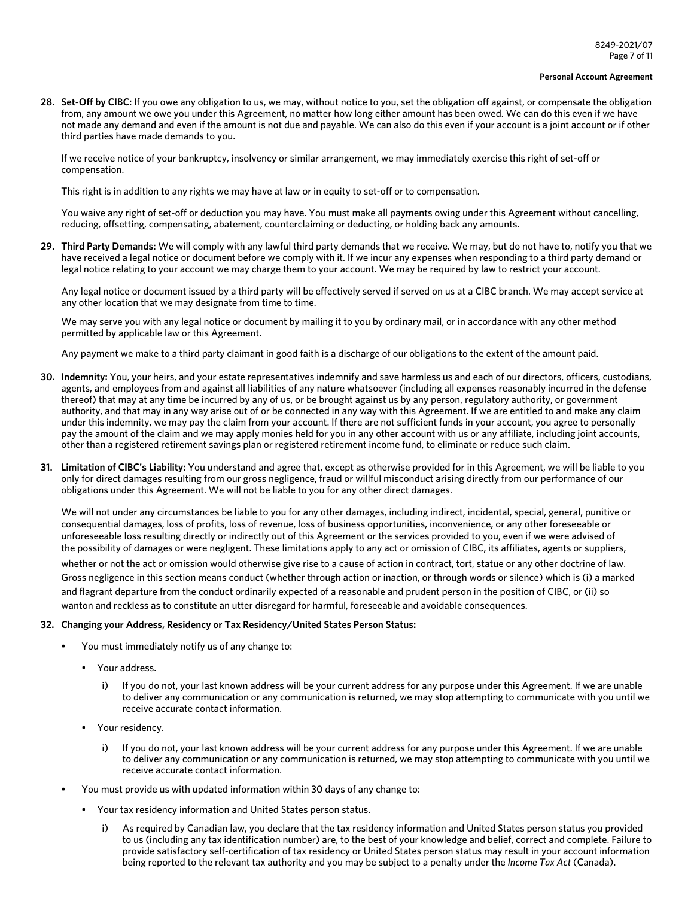28. **Set-Off by CIBC:** If you owe any obligation to us, we may, without notice to you, set the obligation off against, or compensate the obligation from, any amount we owe you under this Agreement, no matter how long either amount has been owed. We can do this even if we have not made any demand and even if the amount is not due and payable. We can also do this even if your account is a joint account or if other third parties have made demands to you.

    If we receive notice of your bankruptcy, insolvency or similar arrangement, we may immediately exercise this right of set-off or compensation.

    This right is in addition to any rights we may have at law or in equity to set-off or to compensation.

    You waive any right of set-off or deduction you may have. You must make all payments owing under this Agreement without cancelling, reducing, offsetting, compensating, abatement, counterclaiming or deducting, or holding back any amounts.

29. **Third Party Demands:** We will comply with any lawful third party demands that we receive. We may, but do not have to, notify you that we have received a legal notice or document before we comply with it. If we incur any expenses when responding to a third party demand or legal notice relating to your account we may charge them to your account. We may be required by law to restrict your account.

    Any legal notice or document issued by a third party will be effectively served if served on us at a CIBC branch. We may accept service at any other location that we may designate from time to time.

    We may serve you with any legal notice or document by mailing it to you by ordinary mail, or in accordance with any other method permitted by applicable law or this Agreement.

    Any payment we make to a third party claimant in good faith is a discharge of our obligations to the extent of the amount paid.

30. **Indemnity:** You, your heirs, and your estate representatives indemnify and save harmless us and each of our directors, officers, custodians, agents, and employees from and against all liabilities of any nature whatsoever (including all expenses reasonably incurred in the defense thereof) that may at any time be incurred by any of us, or be brought against us by any person, regulatory authority, or government authority, and that may in any way arise out of or be connected in any way with this Agreement. If we are entitled to and make any claim under this indemnity, we may pay the claim from your account. If there are not sufficient funds in your account, you agree to personally pay the amount of the claim and we may apply monies held for you in any other account with us or any affiliate, including joint accounts, other than a registered retirement savings plan or registered retirement income fund, to eliminate or reduce such claim.

31. **Limitation of CIBC's Liability:** You understand and agree that, except as otherwise provided for in this Agreement, we will be liable to you only for direct damages resulting from our gross negligence, fraud or willful misconduct arising directly from our performance of our obligations under this Agreement. We will not be liable to you for any other direct damages.

    We will not under any circumstances be liable to you for any other damages, including indirect, incidental, special, general, punitive or consequential damages, loss of profits, loss of revenue, loss of business opportunities, inconvenience, or any other foreseeable or unforeseeable loss resulting directly or indirectly out of this Agreement or the services provided to you, even if we were advised of the possibility of damages or were negligent. These limitations apply to any act or omission of CIBC, its affiliates, agents or suppliers, whether or not the act or omission would otherwise give rise to a cause of action in contract, tort, statue or any other doctrine of law. Gross negligence in this section means conduct (whether through action or inaction, or through words or silence) which is (i) a marked and flagrant departure from the conduct ordinarily expected of a reasonable and prudent person in the position of CIBC, or (ii) so wanton and reckless as to constitute an utter disregard for harmful, foreseeable and avoidable consequences.

32. **Changing your Address, Residency or Tax Residency/United States Person Status:**

    - You must immediately notify us of any change to:
        - Your address.
            i) If you do not, your last known address will be your current address for any purpose under this Agreement. If we are unable to deliver any communication or any communication is returned, we may stop attempting to communicate with you until we receive accurate contact information.
        - Your residency.
            i) If you do not, your last known address will be your current address for any purpose under this Agreement. If we are unable to deliver any communication or any communication is returned, we may stop attempting to communicate with you until we receive accurate contact information.
    - You must provide us with updated information within 30 days of any change to:
        - Your tax residency information and United States person status.
            i) As required by Canadian law, you declare that the tax residency information and United States person status you provided to us (including any tax identification number) are, to the best of your knowledge and belief, correct and complete. Failure to provide satisfactory self-certification of tax residency or United States person status may result in your account information being reported to the relevant tax authority and you may be subject to a penalty under the *Income Tax Act* (Canada).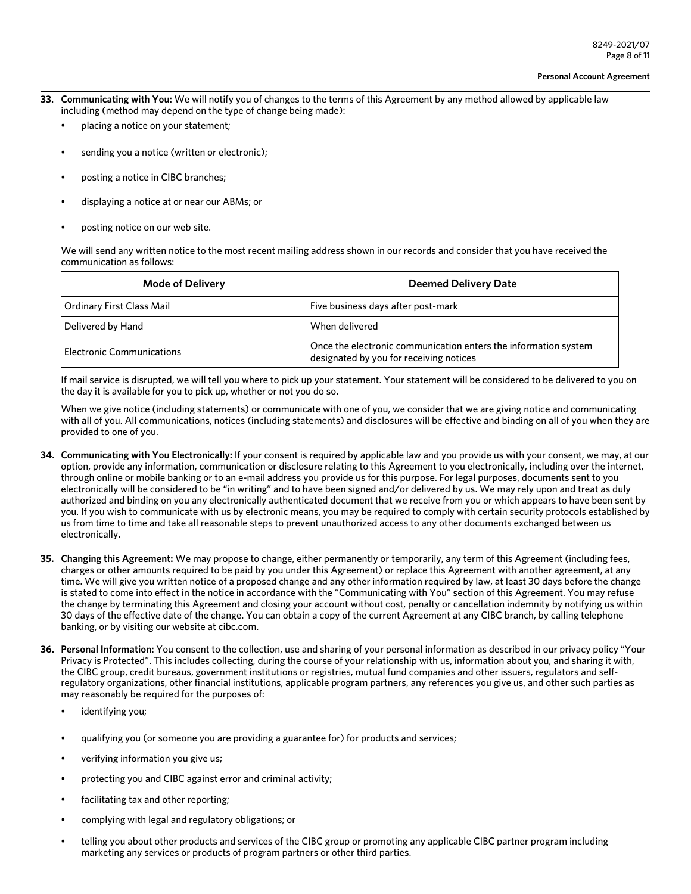33. **Communicating with You:** We will notify you of changes to the terms of this Agreement by any method allowed by applicable law including (method may depend on the type of change being made):

    - placing a notice on your statement;
    - sending you a notice (written or electronic);
    - posting a notice in CIBC branches;
    - displaying a notice at or near our ABMs; or
    - posting notice on our web site.

    We will send any written notice to the most recent mailing address shown in our records and consider that you have received the communication as follows:

    | Mode of Delivery | Deemed Delivery Date |
    | --- | --- |
    | Ordinary First Class Mail | Five business days after post-mark |
    | Delivered by Hand | When delivered |
    | Electronic Communications | Once the electronic communication enters the information system designated by you for receiving notices |

    If mail service is disrupted, we will tell you where to pick up your statement. Your statement will be considered to be delivered to you on the day it is available for you to pick up, whether or not you do so.

    When we give notice (including statements) or communicate with one of you, we consider that we are giving notice and communicating with all of you. All communications, notices (including statements) and disclosures will be effective and binding on all of you when they are provided to one of you.

34. **Communicating with You Electronically:** If your consent is required by applicable law and you provide us with your consent, we may, at our option, provide any information, communication or disclosure relating to this Agreement to you electronically, including over the internet, through online or mobile banking or to an e-mail address you provide us for this purpose. For legal purposes, documents sent to you electronically will be considered to be "in writing" and to have been signed and/or delivered by us. We may rely upon and treat as duly authorized and binding on you any electronically authenticated document that we receive from you or which appears to have been sent by you. If you wish to communicate with us by electronic means, you may be required to comply with certain security protocols established by us from time to time and take all reasonable steps to prevent unauthorized access to any other documents exchanged between us electronically.

35. **Changing this Agreement:** We may propose to change, either permanently or temporarily, any term of this Agreement (including fees, charges or other amounts required to be paid by you under this Agreement) or replace this Agreement with another agreement, at any time. We will give you written notice of a proposed change and any other information required by law, at least 30 days before the change is stated to come into effect in the notice in accordance with the "Communicating with You" section of this Agreement. You may refuse the change by terminating this Agreement and closing your account without cost, penalty or cancellation indemnity by notifying us within 30 days of the effective date of the change. You can obtain a copy of the current Agreement at any CIBC branch, by calling telephone banking, or by visiting our website at cibc.com.

36. **Personal Information:** You consent to the collection, use and sharing of your personal information as described in our privacy policy "Your Privacy is Protected". This includes collecting, during the course of your relationship with us, information about you, and sharing it with, the CIBC group, credit bureaus, government institutions or registries, mutual fund companies and other issuers, regulators and self-regulatory organizations, other financial institutions, applicable program partners, any references you give us, and other such parties as may reasonably be required for the purposes of:

    - identifying you;
    - qualifying you (or someone you are providing a guarantee for) for products and services;
    - verifying information you give us;
    - protecting you and CIBC against error and criminal activity;
    - facilitating tax and other reporting;
    - complying with legal and regulatory obligations; or
    - telling you about other products and services of the CIBC group or promoting any applicable CIBC partner program including marketing any services or products of program partners or other third parties.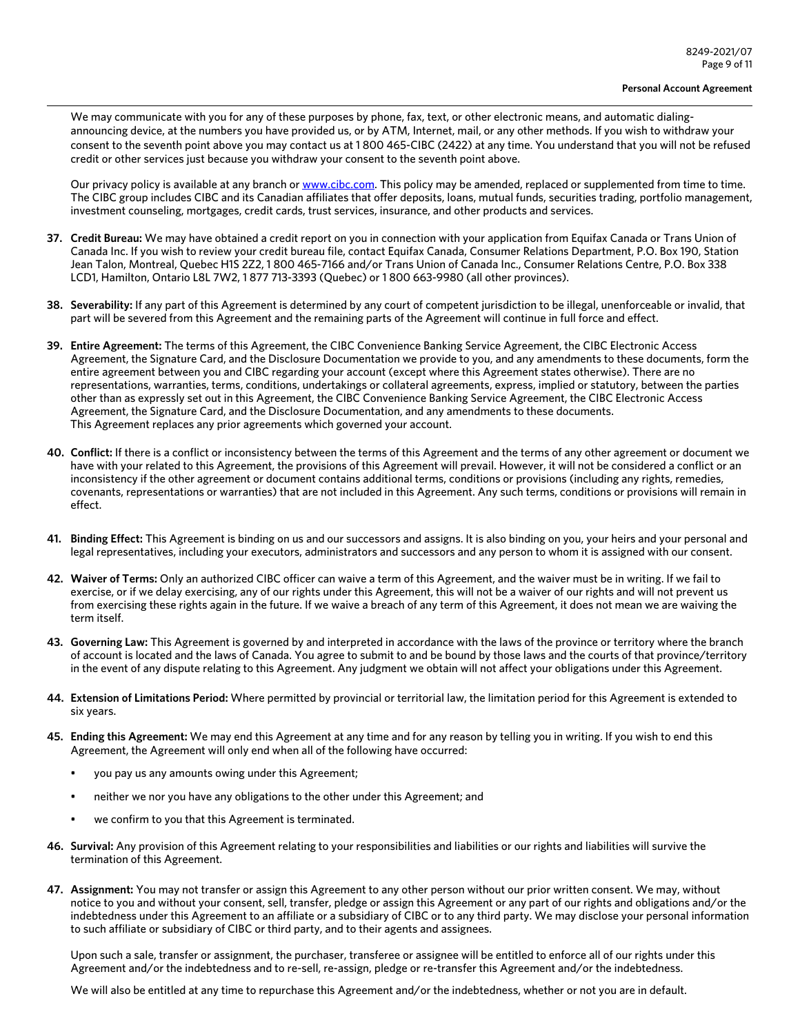We may communicate with you for any of these purposes by phone, fax, text, or other electronic means, and automatic dialing-announcing device, at the numbers you have provided us, or by ATM, Internet, mail, or any other methods. If you wish to withdraw your consent to the seventh point above you may contact us at 1 800 465-CIBC (2422) at any time. You understand that you will not be refused credit or other services just because you withdraw your consent to the seventh point above.

Our privacy policy is available at any branch or www.cibc.com. This policy may be amended, replaced or supplemented from time to time. The CIBC group includes CIBC and its Canadian affiliates that offer deposits, loans, mutual funds, securities trading, portfolio management, investment counseling, mortgages, credit cards, trust services, insurance, and other products and services.

37. **Credit Bureau:** We may have obtained a credit report on you in connection with your application from Equifax Canada or Trans Union of Canada Inc. If you wish to review your credit bureau file, contact Equifax Canada, Consumer Relations Department, P.O. Box 190, Station Jean Talon, Montreal, Quebec H1S 2Z2, 1 800 465-7166 and/or Trans Union of Canada Inc., Consumer Relations Centre, P.O. Box 338 LCD1, Hamilton, Ontario L8L 7W2, 1 877 713-3393 (Quebec) or 1 800 663-9980 (all other provinces).

38. **Severability:** If any part of this Agreement is determined by any court of competent jurisdiction to be illegal, unenforceable or invalid, that part will be severed from this Agreement and the remaining parts of the Agreement will continue in full force and effect.

39. **Entire Agreement:** The terms of this Agreement, the CIBC Convenience Banking Service Agreement, the CIBC Electronic Access Agreement, the Signature Card, and the Disclosure Documentation we provide to you, and any amendments to these documents, form the entire agreement between you and CIBC regarding your account (except where this Agreement states otherwise). There are no representations, warranties, terms, conditions, undertakings or collateral agreements, express, implied or statutory, between the parties other than as expressly set out in this Agreement, the CIBC Convenience Banking Service Agreement, the CIBC Electronic Access Agreement, the Signature Card, and the Disclosure Documentation, and any amendments to these documents.
This Agreement replaces any prior agreements which governed your account.

40. **Conflict:** If there is a conflict or inconsistency between the terms of this Agreement and the terms of any other agreement or document we have with your related to this Agreement, the provisions of this Agreement will prevail. However, it will not be considered a conflict or an inconsistency if the other agreement or document contains additional terms, conditions or provisions (including any rights, remedies, covenants, representations or warranties) that are not included in this Agreement. Any such terms, conditions or provisions will remain in effect.

41. **Binding Effect:** This Agreement is binding on us and our successors and assigns. It is also binding on you, your heirs and your personal and legal representatives, including your executors, administrators and successors and any person to whom it is assigned with our consent.

42. **Waiver of Terms:** Only an authorized CIBC officer can waive a term of this Agreement, and the waiver must be in writing. If we fail to exercise, or if we delay exercising, any of our rights under this Agreement, this will not be a waiver of our rights and will not prevent us from exercising these rights again in the future. If we waive a breach of any term of this Agreement, it does not mean we are waiving the term itself.

43. **Governing Law:** This Agreement is governed by and interpreted in accordance with the laws of the province or territory where the branch of account is located and the laws of Canada. You agree to submit to and be bound by those laws and the courts of that province/territory in the event of any dispute relating to this Agreement. Any judgment we obtain will not affect your obligations under this Agreement.

44. **Extension of Limitations Period:** Where permitted by provincial or territorial law, the limitation period for this Agreement is extended to six years.

45. **Ending this Agreement:** We may end this Agreement at any time and for any reason by telling you in writing. If you wish to end this Agreement, the Agreement will only end when all of the following have occurred:

    - you pay us any amounts owing under this Agreement;
    - neither we nor you have any obligations to the other under this Agreement; and
    - we confirm to you that this Agreement is terminated.

46. **Survival:** Any provision of this Agreement relating to your responsibilities and liabilities or our rights and liabilities will survive the termination of this Agreement.

47. **Assignment:** You may not transfer or assign this Agreement to any other person without our prior written consent. We may, without notice to you and without your consent, sell, transfer, pledge or assign this Agreement or any part of our rights and obligations and/or the indebtedness under this Agreement to an affiliate or a subsidiary of CIBC or to any third party. We may disclose your personal information to such affiliate or subsidiary of CIBC or third party, and to their agents and assignees.

    Upon such a sale, transfer or assignment, the purchaser, transferee or assignee will be entitled to enforce all of our rights under this Agreement and/or the indebtedness and to re-sell, re-assign, pledge or re-transfer this Agreement and/or the indebtedness.

    We will also be entitled at any time to repurchase this Agreement and/or the indebtedness, whether or not you are in default.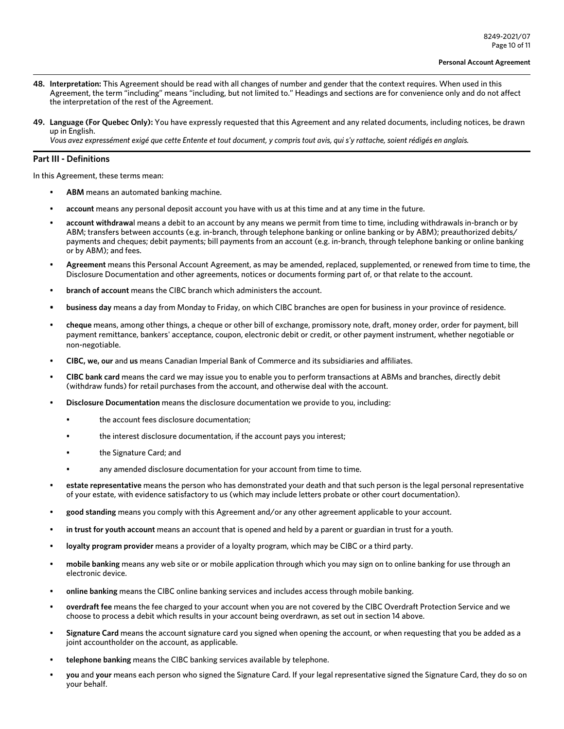48. **Interpretation:** This Agreement should be read with all changes of number and gender that the context requires. When used in this Agreement, the term "including" means "including, but not limited to." Headings and sections are for convenience only and do not affect the interpretation of the rest of the Agreement.

49. **Language (For Quebec Only):** You have expressly requested that this Agreement and any related documents, including notices, be drawn up in English.
*Vous avez expressément exigé que cette Entente et tout document, y compris tout avis, qui s'y rattache, soient rédigés en anglais.*

## Part III - Definitions

In this Agreement, these terms mean:

- **ABM** means an automated banking machine.
- **account** means any personal deposit account you have with us at this time and at any time in the future.
- **account withdrawal** means a debit to an account by any means we permit from time to time, including withdrawals in-branch or by ABM; transfers between accounts (e.g. in-branch, through telephone banking or online banking or by ABM); preauthorized debits/ payments and cheques; debit payments; bill payments from an account (e.g. in-branch, through telephone banking or online banking or by ABM); and fees.
- **Agreement** means this Personal Account Agreement, as may be amended, replaced, supplemented, or renewed from time to time, the Disclosure Documentation and other agreements, notices or documents forming part of, or that relate to the account.
- **branch of account** means the CIBC branch which administers the account.
- **business day** means a day from Monday to Friday, on which CIBC branches are open for business in your province of residence.
- **cheque** means, among other things, a cheque or other bill of exchange, promissory note, draft, money order, order for payment, bill payment remittance, bankers' acceptance, coupon, electronic debit or credit, or other payment instrument, whether negotiable or non-negotiable.
- **CIBC, we, our** and **us** means Canadian Imperial Bank of Commerce and its subsidiaries and affiliates.
- **CIBC bank card** means the card we may issue you to enable you to perform transactions at ABMs and branches, directly debit (withdraw funds) for retail purchases from the account, and otherwise deal with the account.
- **Disclosure Documentation** means the disclosure documentation we provide to you, including:
  - the account fees disclosure documentation;
  - the interest disclosure documentation, if the account pays you interest;
  - the Signature Card; and
  - any amended disclosure documentation for your account from time to time.
- **estate representative** means the person who has demonstrated your death and that such person is the legal personal representative of your estate, with evidence satisfactory to us (which may include letters probate or other court documentation).
- **good standing** means you comply with this Agreement and/or any other agreement applicable to your account.
- **in trust for youth account** means an account that is opened and held by a parent or guardian in trust for a youth.
- **loyalty program provider** means a provider of a loyalty program, which may be CIBC or a third party.
- **mobile banking** means any web site or or mobile application through which you may sign on to online banking for use through an electronic device.
- **online banking** means the CIBC online banking services and includes access through mobile banking.
- **overdraft fee** means the fee charged to your account when you are not covered by the CIBC Overdraft Protection Service and we choose to process a debit which results in your account being overdrawn, as set out in section 14 above.
- **Signature Card** means the account signature card you signed when opening the account, or when requesting that you be added as a joint accountholder on the account, as applicable.
- **telephone banking** means the CIBC banking services available by telephone.
- **you** and **your** means each person who signed the Signature Card. If your legal representative signed the Signature Card, they do so on your behalf.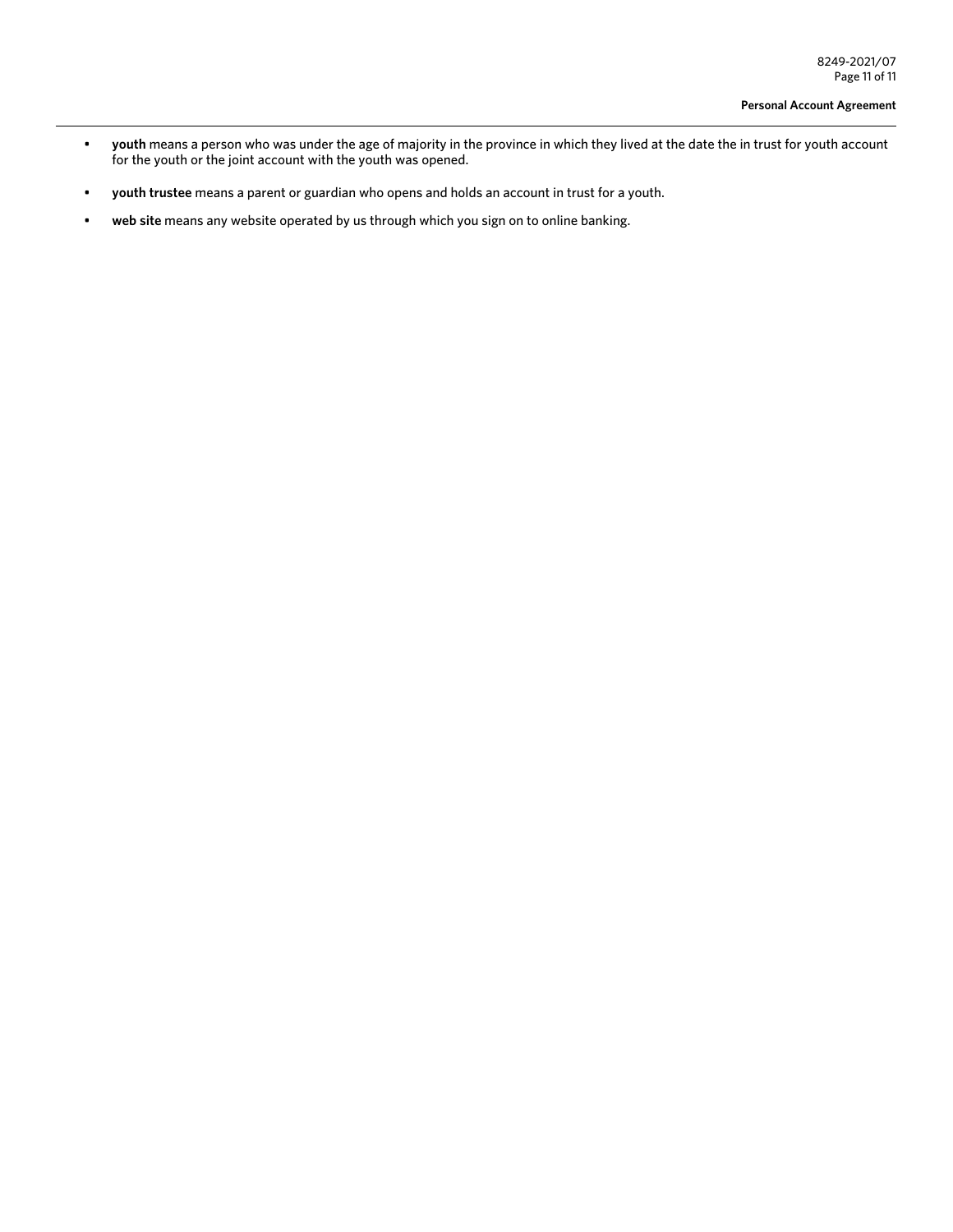- **youth** means a person who was under the age of majority in the province in which they lived at the date the in trust for youth account for the youth or the joint account with the youth was opened.

- **youth trustee** means a parent or guardian who opens and holds an account in trust for a youth.

- **web site** means any website operated by us through which you sign on to online banking.